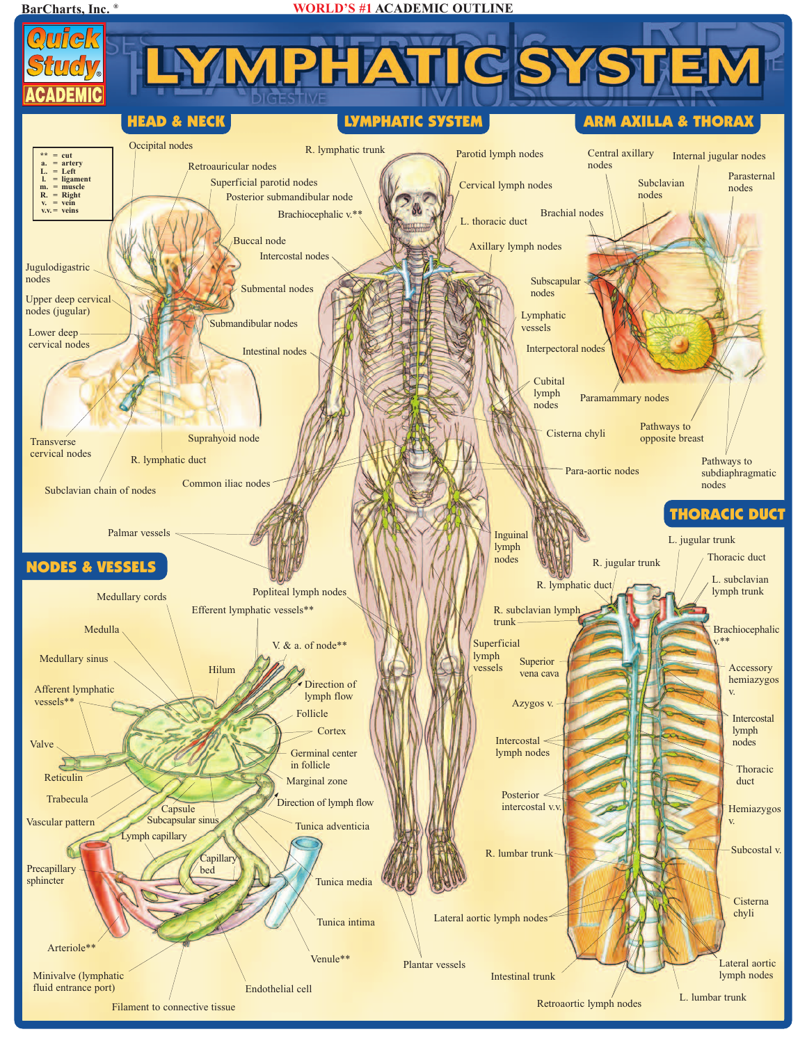# LYMPHATIC SYSTEM

WORLD'S #1 ACADEMIC OUTLINE

Quick Study ACADEMIC

| | |
|---|---|
| ** | = cut |
| a. | = artery |
| L. | = Left |
| l. | = ligament |
| m. | = muscle |
| R. | = Right |
| v. | = vein |
| v.v. | = veins |

## HEAD & NECK

Occipital nodes
Retroauricular nodes
Superficial parotid nodes
Posterior submandibular node
Buccal node
Jugulodigastric nodes
Upper deep cervical nodes (jugular)
Lower deep cervical nodes
Submental nodes
Submandibular nodes
Transverse cervical nodes
Suprahyoid node
R. lymphatic duct
Subclavian chain of nodes

## LYMPHATIC SYSTEM

R. lymphatic trunk
Parotid lymph nodes
Cervical lymph nodes
Brachiocephalic v.**
L. thoracic duct
Axillary lymph nodes
Intercostal nodes
Subscapular nodes
Lymphatic vessels
Interpectoral nodes
Intestinal nodes
Cubital lymph nodes
Cisterna chyli
Common iliac nodes
Para-aortic nodes
Palmar vessels
Inguinal lymph nodes
Popliteal lymph nodes
Superficial lymph vessels
Plantar vessels

## ARM AXILLA & THORAX

Central axillary nodes
Internal jugular nodes
Subclavian nodes
Parasternal nodes
Brachial nodes
Paramammary nodes
Pathways to opposite breast
Pathways to subdiaphragmatic nodes

## NODES & VESSELS

Medullary cords
Efferent lymphatic vessels**
Medulla
V. & a. of node**
Medullary sinus
Hilum
Direction of lymph flow
Afferent lymphatic vessels**
Follicle
Cortex
Valve
Germinal center in follicle
Reticulin
Marginal zone
Trabecula
Direction of lymph flow
Capsule
Vascular pattern
Subcapsular sinus
Tunica adventicia
Lymph capillary
Capillary bed
Precapillary sphincter
Tunica media
Tunica intima
Arteriole**
Venule**
Minivalve (lymphatic fluid entrance port)
Endothelial cell
Filament to connective tissue

## THORACIC DUCT

L. jugular trunk
Thoracic duct
R. jugular trunk
R. lymphatic duct
L. subclavian lymph trunk
R. subclavian lymph trunk
Brachiocephalic v.**
Superior vena cava
Accessory hemiazygos v.
Azygos v.
Intercostal lymph nodes
Intercostal lymph nodes
Thoracic duct
Posterior intercostal v.v.
Hemiazygos v.
R. lumbar trunk
Subcostal v.
Cisterna chyli
Lateral aortic lymph nodes
Lateral aortic lymph nodes
Intestinal trunk
Retroaortic lymph nodes
L. lumbar trunk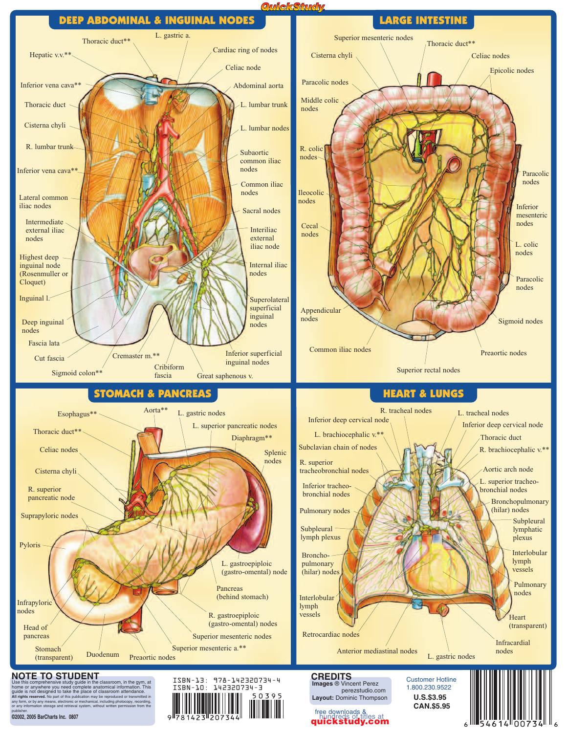## DEEP ABDOMINAL & INGUINAL NODES

Thoracic duct**
L. gastric a.
Hepatic v.v.**
Cardiac ring of nodes
Celiac node
Inferior vena cava**
Abdominal aorta
Thoracic duct
L. lumbar trunk
Cisterna chyli
L. lumbar nodes
R. lumbar trunk
Subaortic common iliac nodes
Inferior vena cava**
Common iliac nodes
Lateral common iliac nodes
Sacral nodes
Intermediate external iliac nodes
Interiliac external iliac node
Highest deep inguinal node (Rosenmuller or Cloquet)
Internal iliac nodes
Inguinal l.
Superolateral superficial inguinal nodes
Deep inguinal nodes
Fascia lata
Cut fascia
Cremaster m.**
Inferior superficial inguinal nodes
Cribiform fascia
Sigmoid colon**
Great saphenous v.

## LARGE INTESTINE

Superior mesenteric nodes
Thoracic duct**
Cisterna chyli
Celiac nodes
Epicolic nodes
Paracolic nodes
Middle colic nodes
R. colic nodes
Paracolic nodes
Ileocolic nodes
Inferior mesenteric nodes
Cecal nodes
L. colic nodes
Paracolic nodes
Appendicular nodes
Sigmoid nodes
Common iliac nodes
Preaortic nodes
Superior rectal nodes

## STOMACH & PANCREAS

Esophagus**
Aorta**
L. gastric nodes
Thoracic duct**
L. superior pancreatic nodes
Diaphragm**
Celiac nodes
Splenic nodes
Cisterna chyli
R. superior pancreatic node
Suprapyloric nodes
Pyloris
L. gastroepiploic (gastro-omental) node
Pancreas (behind stomach)
Infrapyloric nodes
R. gastroepiploic (gastro-omental) nodes
Head of pancreas
Superior mesenteric nodes
Stomach (transparent)
Duodenum
Superior mesenteric a.**
Preaortic nodes

## HEART & LUNGS

R. tracheal nodes
L. tracheal nodes
Inferior deep cervical node
Inferior deep cervical node
L. brachiocephalic v.**
Thoracic duct
Subclavian chain of nodes
R. brachiocephalic v.**
R. superior tracheobronchial nodes
Aortic arch node
L. superior tracheo-bronchial nodes
Inferior tracheo-bronchial nodes
Bronchopulmonary (hilar) nodes
Pulmonary nodes
Subpleural lymphatic plexus
Subpleural lymph plexus
Interlobular lymph vessels
Broncho-pulmonary (hilar) nodes
Pulmonary nodes
Interlobular lymph vessels
Heart (transparent)
Retrocardiac nodes
Infracardial nodes
Anterior mediastinal nodes
L. gastric nodes

**NOTE TO STUDENT**
Use this comprehensive study guide in the classroom, in the gym, at home or anywhere you need convenient anatomical information. This guide is not designed to take the place of classroom attendance.
**All rights reserved.** No part of this publication may be reproduced or transmitted in any form, or by any means, electronic or mechanical, including photocopy, recording, or any information storage and retrieval system, without written permission from the publisher.
©2002, 2005 BarCharts Inc. 0807

ISBN-13: 978-142320734-4
ISBN-10: 142320734-3

**CREDITS**
**Images** © Vincent Perez perezstudio.com
**Layout:** Dominic Thompson

free downloads & hundreds of titles at quickstudy.com

Customer Hotline 1.800.230.9522
U.S.$3.95
CAN.$5.95